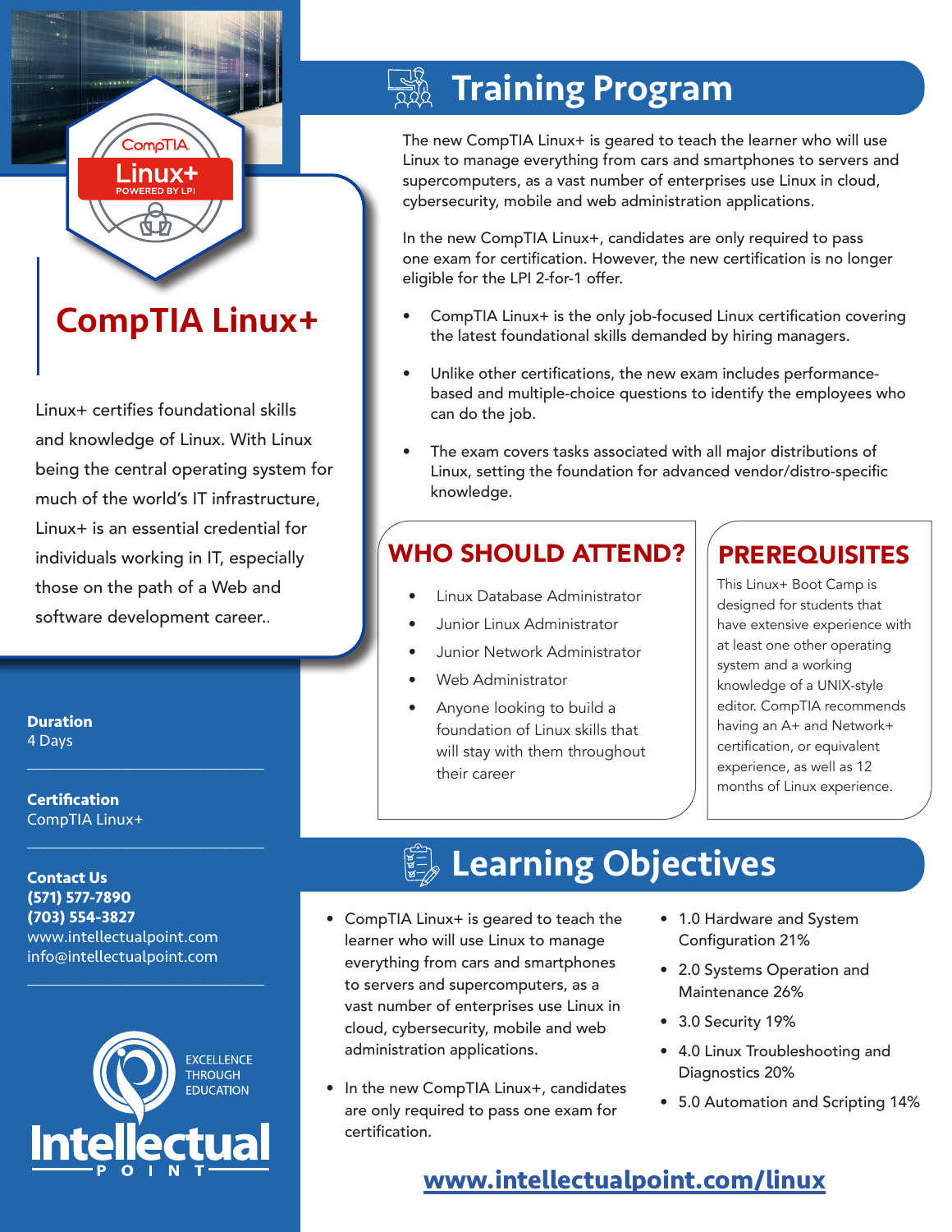# CompTIA Linux+

Linux+ certifies foundational skills and knowledge of Linux. With Linux being the central operating system for much of the world's IT infrastructure, Linux+ is an essential credential for individuals working in IT, especially those on the path of a Web and software development career..

**Duration**
4 Days

**Certification**
CompTIA Linux+

**Contact Us**
**(571) 577-7890**
**(703) 554-3827**
www.intellectualpoint.com
info@intellectualpoint.com

EXCELLENCE THROUGH EDUCATION

Intellectual POINT

## Training Program

The new CompTIA Linux+ is geared to teach the learner who will use Linux to manage everything from cars and smartphones to servers and supercomputers, as a vast number of enterprises use Linux in cloud, cybersecurity, mobile and web administration applications.

In the new CompTIA Linux+, candidates are only required to pass one exam for certification. However, the new certification is no longer eligible for the LPI 2-for-1 offer.

- CompTIA Linux+ is the only job-focused Linux certification covering the latest foundational skills demanded by hiring managers.
- Unlike other certifications, the new exam includes performance-based and multiple-choice questions to identify the employees who can do the job.
- The exam covers tasks associated with all major distributions of Linux, setting the foundation for advanced vendor/distro-specific knowledge.

### WHO SHOULD ATTEND?

- Linux Database Administrator
- Junior Linux Administrator
- Junior Network Administrator
- Web Administrator
- Anyone looking to build a foundation of Linux skills that will stay with them throughout their career

### PREREQUISITES

This Linux+ Boot Camp is designed for students that have extensive experience with at least one other operating system and a working knowledge of a UNIX-style editor. CompTIA recommends having an A+ and Network+ certification, or equivalent experience, as well as 12 months of Linux experience.

## Learning Objectives

- CompTIA Linux+ is geared to teach the learner who will use Linux to manage everything from cars and smartphones to servers and supercomputers, as a vast number of enterprises use Linux in cloud, cybersecurity, mobile and web administration applications.
- In the new CompTIA Linux+, candidates are only required to pass one exam for certification.
- 1.0 Hardware and System Configuration 21%
- 2.0 Systems Operation and Maintenance 26%
- 3.0 Security 19%
- 4.0 Linux Troubleshooting and Diagnostics 20%
- 5.0 Automation and Scripting 14%

**www.intellectualpoint.com/linux**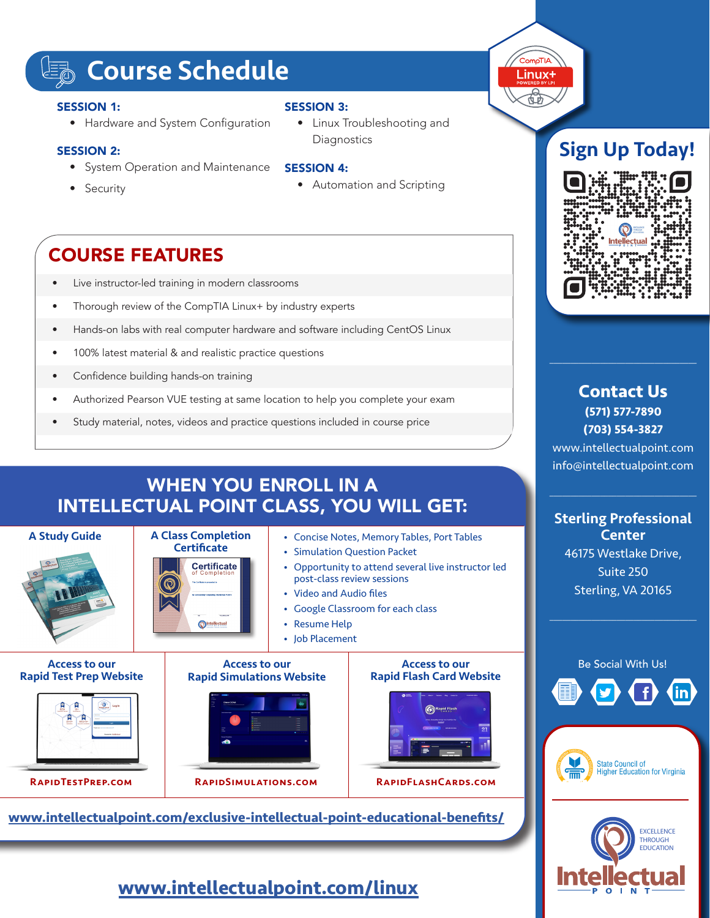# Course Schedule

**SESSION 1:**
- Hardware and System Configuration

**SESSION 2:**
- System Operation and Maintenance
- Security

**SESSION 3:**
- Linux Troubleshooting and Diagnostics

**SESSION 4:**
- Automation and Scripting

## COURSE FEATURES

- Live instructor-led training in modern classrooms
- Thorough review of the CompTIA Linux+ by industry experts
- Hands-on labs with real computer hardware and software including CentOS Linux
- 100% latest material & and realistic practice questions
- Confidence building hands-on training
- Authorized Pearson VUE testing at same location to help you complete your exam
- Study material, notes, videos and practice questions included in course price

## WHEN YOU ENROLL IN A INTELLECTUAL POINT CLASS, YOU WILL GET:

**A Study Guide**

**A Class Completion Certificate**

- Concise Notes, Memory Tables, Port Tables
- Simulation Question Packet
- Opportunity to attend several live instructor led post-class review sessions
- Video and Audio files
- Google Classroom for each class
- Resume Help
- Job Placement

**Access to our Rapid Test Prep Website**
RAPIDTESTPREP.COM

**Access to our Rapid Simulations Website**
RAPIDSIMULATIONS.COM

**Access to our Rapid Flash Card Website**
RAPIDFLASHCARDS.COM

www.intellectualpoint.com/exclusive-intellectual-point-educational-benefits/

www.intellectualpoint.com/linux

CompTIA Linux+ POWERED BY LPI

## Sign Up Today!

## Contact Us

(571) 577-7890
(703) 554-3827
www.intellectualpoint.com
info@intellectualpoint.com

## Sterling Professional Center

46175 Westlake Drive,
Suite 250
Sterling, VA 20165

Be Social With Us!

State Council of Higher Education for Virginia

EXCELLENCE THROUGH EDUCATION
Intellectual POINT